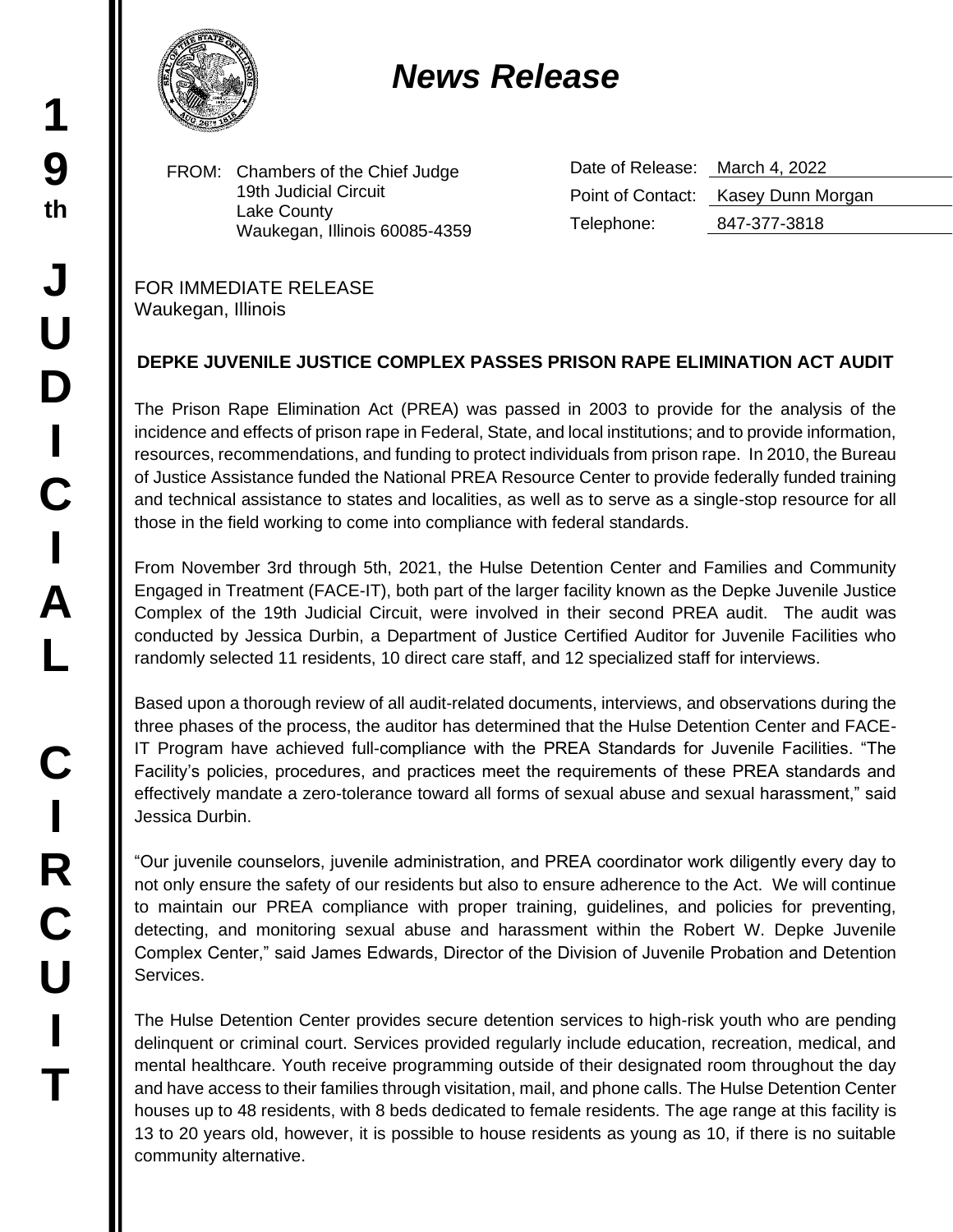# *News Release*

FROM: Chambers of the Chief Judge
19th Judicial Circuit
Lake County
Waukegan, Illinois 60085-4359

Date of Release: March 4, 2022
Point of Contact: Kasey Dunn Morgan
Telephone: 847-377-3818

FOR IMMEDIATE RELEASE
Waukegan, Illinois

**DEPKE JUVENILE JUSTICE COMPLEX PASSES PRISON RAPE ELIMINATION ACT AUDIT**

The Prison Rape Elimination Act (PREA) was passed in 2003 to provide for the analysis of the incidence and effects of prison rape in Federal, State, and local institutions; and to provide information, resources, recommendations, and funding to protect individuals from prison rape. In 2010, the Bureau of Justice Assistance funded the National PREA Resource Center to provide federally funded training and technical assistance to states and localities, as well as to serve as a single-stop resource for all those in the field working to come into compliance with federal standards.

From November 3rd through 5th, 2021, the Hulse Detention Center and Families and Community Engaged in Treatment (FACE-IT), both part of the larger facility known as the Depke Juvenile Justice Complex of the 19th Judicial Circuit, were involved in their second PREA audit. The audit was conducted by Jessica Durbin, a Department of Justice Certified Auditor for Juvenile Facilities who randomly selected 11 residents, 10 direct care staff, and 12 specialized staff for interviews.

Based upon a thorough review of all audit-related documents, interviews, and observations during the three phases of the process, the auditor has determined that the Hulse Detention Center and FACE-IT Program have achieved full-compliance with the PREA Standards for Juvenile Facilities. "The Facility's policies, procedures, and practices meet the requirements of these PREA standards and effectively mandate a zero-tolerance toward all forms of sexual abuse and sexual harassment," said Jessica Durbin.

"Our juvenile counselors, juvenile administration, and PREA coordinator work diligently every day to not only ensure the safety of our residents but also to ensure adherence to the Act. We will continue to maintain our PREA compliance with proper training, guidelines, and policies for preventing, detecting, and monitoring sexual abuse and harassment within the Robert W. Depke Juvenile Complex Center," said James Edwards, Director of the Division of Juvenile Probation and Detention Services.

The Hulse Detention Center provides secure detention services to high-risk youth who are pending delinquent or criminal court. Services provided regularly include education, recreation, medical, and mental healthcare. Youth receive programming outside of their designated room throughout the day and have access to their families through visitation, mail, and phone calls. The Hulse Detention Center houses up to 48 residents, with 8 beds dedicated to female residents. The age range at this facility is 13 to 20 years old, however, it is possible to house residents as young as 10, if there is no suitable community alternative.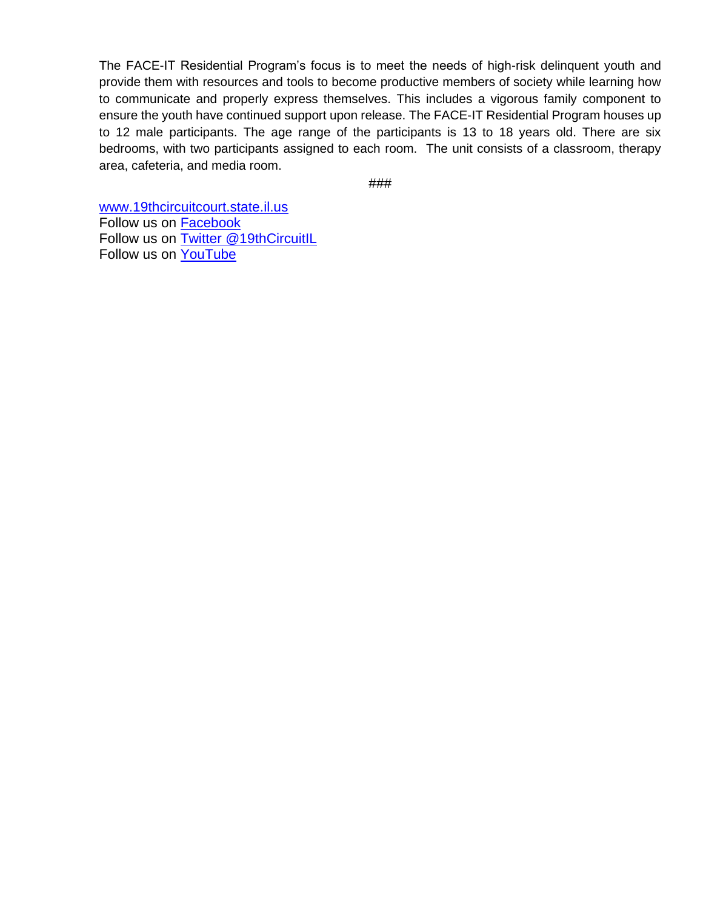The FACE-IT Residential Program's focus is to meet the needs of high-risk delinquent youth and provide them with resources and tools to become productive members of society while learning how to communicate and properly express themselves. This includes a vigorous family component to ensure the youth have continued support upon release. The FACE-IT Residential Program houses up to 12 male participants. The age range of the participants is 13 to 18 years old. There are six bedrooms, with two participants assigned to each room. The unit consists of a classroom, therapy area, cafeteria, and media room.

###

www.19thcircuitcourt.state.il.us
Follow us on Facebook
Follow us on Twitter @19thCircuitIL
Follow us on YouTube